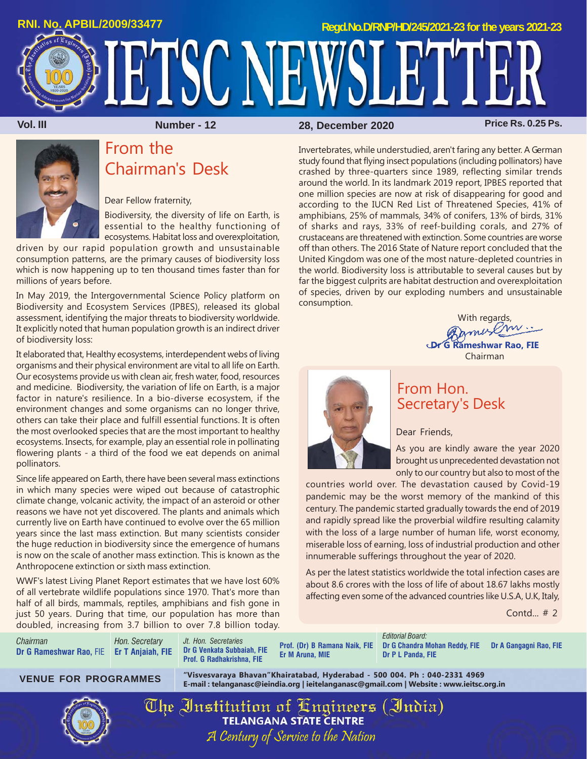RNI. No. APBIL/2009/33477

Regd.No.D/RNP/HD/245/2021-23 for the years 2021-23

# IETSC NEWSLETTER

**Vol. III** | **Number - 12** | **28, December 2020** | **Price Rs. 0.25 Ps.**

## From the Chairman's Desk

Dear Fellow fraternity,

Biodiversity, the diversity of life on Earth, is essential to the healthy functioning of ecosystems. Habitat loss and overexploitation, driven by our rapid population growth and unsustainable consumption patterns, are the primary causes of biodiversity loss which is now happening up to ten thousand times faster than for millions of years before.

In May 2019, the Intergovernmental Science Policy platform on Biodiversity and Ecosystem Services (IPBES), released its global assessment, identifying the major threats to biodiversity worldwide. It explicitly noted that human population growth is an indirect driver of biodiversity loss:

It elaborated that, Healthy ecosystems, interdependent webs of living organisms and their physical environment are vital to all life on Earth. Our ecosystems provide us with clean air, fresh water, food, resources and medicine. Biodiversity, the variation of life on Earth, is a major factor in nature's resilience. In a bio-diverse ecosystem, if the environment changes and some organisms can no longer thrive, others can take their place and fulfill essential functions. It is often the most overlooked species that are the most important to healthy ecosystems. Insects, for example, play an essential role in pollinating flowering plants - a third of the food we eat depends on animal pollinators.

Since life appeared on Earth, there have been several mass extinctions in which many species were wiped out because of catastrophic climate change, volcanic activity, the impact of an asteroid or other reasons we have not yet discovered. The plants and animals which currently live on Earth have continued to evolve over the 65 million years since the last mass extinction. But many scientists consider the huge reduction in biodiversity since the emergence of humans is now on the scale of another mass extinction. This is known as the Anthropocene extinction or sixth mass extinction.

WWF's latest Living Planet Report estimates that we have lost 60% of all vertebrate wildlife populations since 1970. That's more than half of all birds, mammals, reptiles, amphibians and fish gone in just 50 years. During that time, our population has more than doubled, increasing from 3.7 billion to over 7.8 billion today.

Invertebrates, while understudied, aren't faring any better. A German study found that flying insect populations (including pollinators) have crashed by three-quarters since 1989, reflecting similar trends around the world. In its landmark 2019 report, IPBES reported that one million species are now at risk of disappearing for good and according to the IUCN Red List of Threatened Species, 41% of amphibians, 25% of mammals, 34% of conifers, 13% of birds, 31% of sharks and rays, 33% of reef-building corals, and 27% of crustaceans are threatened with extinction. Some countries are worse off than others. The 2016 State of Nature report concluded that the United Kingdom was one of the most nature-depleted countries in the world. Biodiversity loss is attributable to several causes but by far the biggest culprits are habitat destruction and overexploitation of species, driven by our exploding numbers and unsustainable consumption.

With regards,

**Dr G Rameshwar Rao, FIE**
Chairman

## From Hon. Secretary's Desk

Dear Friends,

As you are kindly aware the year 2020 brought us unprecedented devastation not only to our country but also to most of the countries world over. The devastation caused by Covid-19 pandemic may be the worst memory of the mankind of this century. The pandemic started gradually towards the end of 2019 and rapidly spread like the proverbial wildfire resulting calamity with the loss of a large number of human life, worst economy, miserable loss of earning, loss of industrial production and other innumerable sufferings throughout the year of 2020.

As per the latest statistics worldwide the total infection cases are about 8.6 crores with the loss of life of about 18.67 lakhs mostly affecting even some of the advanced countries like U.S.A, U.K, Italy,

Contd... # 2

*Chairman*
**Dr G Rameshwar Rao,** FIE

*Hon. Secretary*
**Er T Anjaiah, FIE**

*Jt. Hon. Secretaries*
**Dr G Venkata Subbaiah, FIE**
**Prof. G Radhakrishna, FIE**

*Editorial Board:*
**Prof. (Dr) B Ramana Naik, FIE**
**Er M Aruna, MIE**
**Dr G Chandra Mohan Reddy, FIE**
**Dr P L Panda, FIE**
**Dr A Gangagni Rao, FIE**

**VENUE FOR PROGRAMMES**
**"Visvesvaraya Bhavan" Khairatabad, Hyderabad - 500 004. Ph : 040-2331 4969**
**E-mail : telanganasc@ieindia.org | ieitelanganasc@gmail.com | Website : www.ieitsc.org.in**

The Institution of Engineers (India)
**TELANGANA STATE CENTRE**
*A Century of Service to the Nation*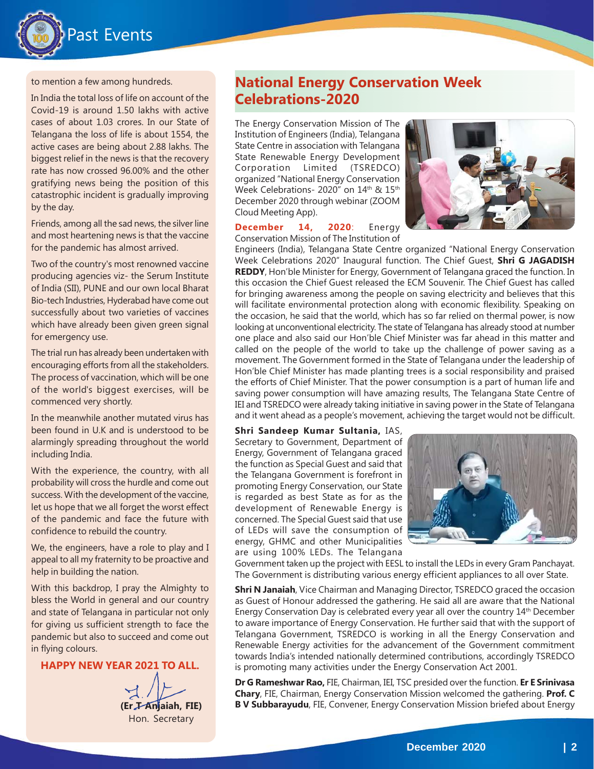# Past Events

to mention a few among hundreds.

In India the total loss of life on account of the Covid-19 is around 1.50 lakhs with active cases of about 1.03 crores. In our State of Telangana the loss of life is about 1554, the active cases are being about 2.88 lakhs. The biggest relief in the news is that the recovery rate has now crossed 96.00% and the other gratifying news being the position of this catastrophic incident is gradually improving by the day.

Friends, among all the sad news, the silver line and most heartening news is that the vaccine for the pandemic has almost arrived.

Two of the country's most renowned vaccine producing agencies viz- the Serum Institute of India (SII), PUNE and our own local Bharat Bio-tech Industries, Hyderabad have come out successfully about two varieties of vaccines which have already been given green signal for emergency use.

The trial run has already been undertaken with encouraging efforts from all the stakeholders. The process of vaccination, which will be one of the world's biggest exercises, will be commenced very shortly.

In the meanwhile another mutated virus has been found in U.K and is understood to be alarmingly spreading throughout the world including India.

With the experience, the country, with all probability will cross the hurdle and come out success. With the development of the vaccine, let us hope that we all forget the worst effect of the pandemic and face the future with confidence to rebuild the country.

We, the engineers, have a role to play and I appeal to all my fraternity to be proactive and help in building the nation.

With this backdrop, I pray the Almighty to bless the World in general and our country and state of Telangana in particular not only for giving us sufficient strength to face the pandemic but also to succeed and come out in flying colours.

**HAPPY NEW YEAR 2021 TO ALL.**

**(Er T Anjaiah, FIE)**
Hon. Secretary

## National Energy Conservation Week Celebrations-2020

The Energy Conservation Mission of The Institution of Engineers (India), Telangana State Centre in association with Telangana State Renewable Energy Development Corporation Limited (TSREDCO) organized "National Energy Conservation Week Celebrations- 2020" on 14th & 15th December 2020 through webinar (ZOOM Cloud Meeting App).

**December 14, 2020**: Energy Conservation Mission of The Institution of Engineers (India), Telangana State Centre organized "National Energy Conservation Week Celebrations 2020" Inaugural function. The Chief Guest, **Shri G JAGADISH REDDY**, Hon'ble Minister for Energy, Government of Telangana graced the function. In this occasion the Chief Guest released the ECM Souvenir. The Chief Guest has called for bringing awareness among the people on saving electricity and believes that this will facilitate environmental protection along with economic flexibility. Speaking on the occasion, he said that the world, which has so far relied on thermal power, is now looking at unconventional electricity. The state of Telangana has already stood at number one place and also said our Hon'ble Chief Minister was far ahead in this matter and called on the people of the world to take up the challenge of power saving as a movement. The Government formed in the State of Telangana under the leadership of Hon'ble Chief Minister has made planting trees is a social responsibility and praised the efforts of Chief Minister. That the power consumption is a part of human life and saving power consumption will have amazing results, The Telangana State Centre of IEI and TSREDCO were already taking initiative in saving power in the State of Telangana and it went ahead as a people's movement, achieving the target would not be difficult.

**Shri Sandeep Kumar Sultania,** IAS, Secretary to Government, Department of Energy, Government of Telangana graced the function as Special Guest and said that the Telangana Government is forefront in promoting Energy Conservation, our State is regarded as best State as for as the development of Renewable Energy is concerned. The Special Guest said that use of LEDs will save the consumption of energy, GHMC and other Municipalities are using 100% LEDs. The Telangana Government taken up the project with EESL to install the LEDs in every Gram Panchayat. The Government is distributing various energy efficient appliances to all over State.

**Shri N Janaiah**, Vice Chairman and Managing Director, TSREDCO graced the occasion as Guest of Honour addressed the gathering. He said all are aware that the National Energy Conservation Day is celebrated every year all over the country 14th December to aware importance of Energy Conservation. He further said that with the support of Telangana Government, TSREDCO is working in all the Energy Conservation and Renewable Energy activities for the advancement of the Government commitment towards India's intended nationally determined contributions, accordingly TSREDCO is promoting many activities under the Energy Conservation Act 2001.

**Dr G Rameshwar Rao,** FIE, Chairman, IEI, TSC presided over the function. **Er E Srinivasa Chary**, FIE, Chairman, Energy Conservation Mission welcomed the gathering. **Prof. C B V Subbarayudu**, FIE, Convener, Energy Conservation Mission briefed about Energy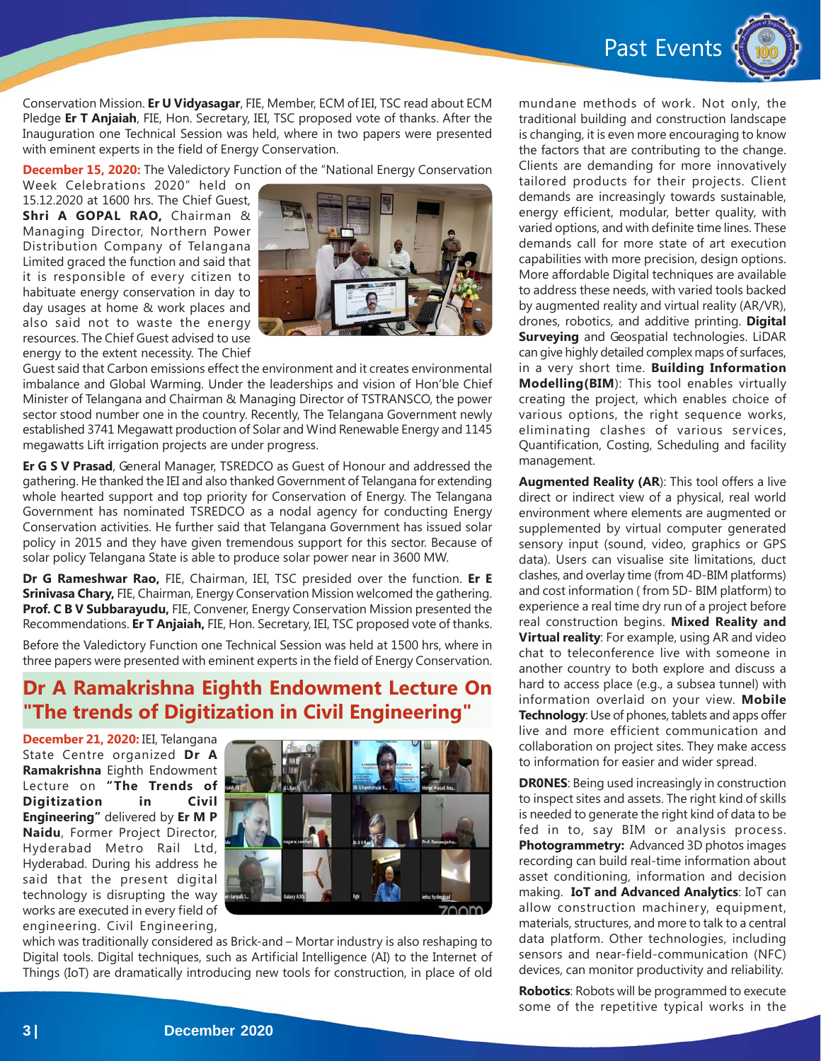Conservation Mission. **Er U Vidyasagar**, FIE, Member, ECM of IEI, TSC read about ECM Pledge **Er T Anjaiah**, FIE, Hon. Secretary, IEI, TSC proposed vote of thanks. After the Inauguration one Technical Session was held, where in two papers were presented with eminent experts in the field of Energy Conservation.

**December 15, 2020:** The Valedictory Function of the "National Energy Conservation Week Celebrations 2020" held on 15.12.2020 at 1600 hrs. The Chief Guest, **Shri A GOPAL RAO,** Chairman & Managing Director, Northern Power Distribution Company of Telangana Limited graced the function and said that it is responsible of every citizen to habituate energy conservation in day to day usages at home & work places and also said not to waste the energy resources. The Chief Guest advised to use energy to the extent necessity. The Chief Guest said that Carbon emissions effect the environment and it creates environmental imbalance and Global Warming. Under the leaderships and vision of Hon'ble Chief Minister of Telangana and Chairman & Managing Director of TSTRANSCO, the power sector stood number one in the country. Recently, The Telangana Government newly established 3741 Megawatt production of Solar and Wind Renewable Energy and 1145 megawatts Lift irrigation projects are under progress.

**Er G S V Prasad**, General Manager, TSREDCO as Guest of Honour and addressed the gathering. He thanked the IEI and also thanked Government of Telangana for extending whole hearted support and top priority for Conservation of Energy. The Telangana Government has nominated TSREDCO as a nodal agency for conducting Energy Conservation activities. He further said that Telangana Government has issued solar policy in 2015 and they have given tremendous support for this sector. Because of solar policy Telangana State is able to produce solar power near in 3600 MW.

**Dr G Rameshwar Rao,** FIE, Chairman, IEI, TSC presided over the function. **Er E Srinivasa Chary,** FIE, Chairman, Energy Conservation Mission welcomed the gathering. **Prof. C B V Subbarayudu,** FIE, Convener, Energy Conservation Mission presented the Recommendations. **Er T Anjaiah,** FIE, Hon. Secretary, IEI, TSC proposed vote of thanks.

Before the Valedictory Function one Technical Session was held at 1500 hrs, where in three papers were presented with eminent experts in the field of Energy Conservation.

## Dr A Ramakrishna Eighth Endowment Lecture On "The trends of Digitization in Civil Engineering"

**December 21, 2020:** IEI, Telangana State Centre organized **Dr A Ramakrishna** Eighth Endowment Lecture on **"The Trends of Digitization in Civil Engineering"** delivered by **Er M P Naidu**, Former Project Director, Hyderabad Metro Rail Ltd, Hyderabad. During his address he said that the present digital technology is disrupting the way works are executed in every field of engineering. Civil Engineering, which was traditionally considered as Brick-and – Mortar industry is also reshaping to Digital tools. Digital techniques, such as Artificial Intelligence (AI) to the Internet of Things (IoT) are dramatically introducing new tools for construction, in place of old mundane methods of work. Not only, the traditional building and construction landscape is changing, it is even more encouraging to know the factors that are contributing to the change. Clients are demanding for more innovatively tailored products for their projects. Client demands are increasingly towards sustainable, energy efficient, modular, better quality, with varied options, and with definite time lines. These demands call for more state of art execution capabilities with more precision, design options. More affordable Digital techniques are available to address these needs, with varied tools backed by augmented reality and virtual reality (AR/VR), drones, robotics, and additive printing. **Digital Surveying** and Geospatial technologies. LiDAR can give highly detailed complex maps of surfaces, in a very short time. **Building Information Modelling(BIM**): This tool enables virtually creating the project, which enables choice of various options, the right sequence works, eliminating clashes of various services, Quantification, Costing, Scheduling and facility management.

**Augmented Reality (AR**): This tool offers a live direct or indirect view of a physical, real world environment where elements are augmented or supplemented by virtual computer generated sensory input (sound, video, graphics or GPS data). Users can visualise site limitations, duct clashes, and overlay time (from 4D-BIM platforms) and cost information ( from 5D- BIM platform) to experience a real time dry run of a project before real construction begins. **Mixed Reality and Virtual reality**: For example, using AR and video chat to teleconference live with someone in another country to both explore and discuss a hard to access place (e.g., a subsea tunnel) with information overlaid on your view. **Mobile Technology**: Use of phones, tablets and apps offer live and more efficient communication and collaboration on project sites. They make access to information for easier and wider spread.

**DR0NES**: Being used increasingly in construction to inspect sites and assets. The right kind of skills is needed to generate the right kind of data to be fed in to, say BIM or analysis process. **Photogrammetry:** Advanced 3D photos images recording can build real-time information about asset conditioning, information and decision making. **IoT and Advanced Analytics**: IoT can allow construction machinery, equipment, materials, structures, and more to talk to a central data platform. Other technologies, including sensors and near-field-communication (NFC) devices, can monitor productivity and reliability.

**Robotics**: Robots will be programmed to execute some of the repetitive typical works in the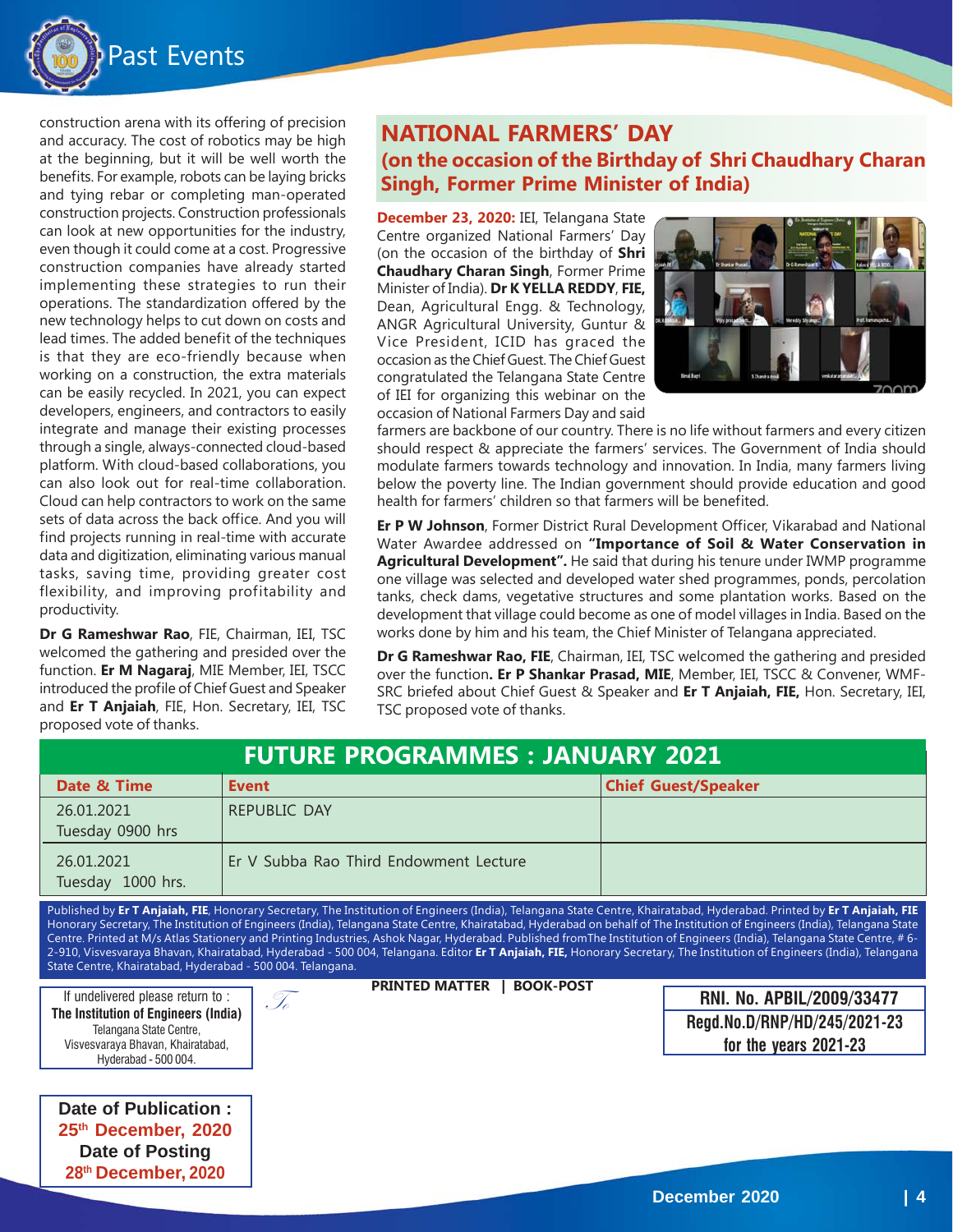## Past Events

construction arena with its offering of precision and accuracy. The cost of robotics may be high at the beginning, but it will be well worth the benefits. For example, robots can be laying bricks and tying rebar or completing man-operated construction projects. Construction professionals can look at new opportunities for the industry, even though it could come at a cost. Progressive construction companies have already started implementing these strategies to run their operations. The standardization offered by the new technology helps to cut down on costs and lead times. The added benefit of the techniques is that they are eco-friendly because when working on a construction, the extra materials can be easily recycled. In 2021, you can expect developers, engineers, and contractors to easily integrate and manage their existing processes through a single, always-connected cloud-based platform. With cloud-based collaborations, you can also look out for real-time collaboration. Cloud can help contractors to work on the same sets of data across the back office. And you will find projects running in real-time with accurate data and digitization, eliminating various manual tasks, saving time, providing greater cost flexibility, and improving profitability and productivity.

**Dr G Rameshwar Rao**, FIE, Chairman, IEI, TSC welcomed the gathering and presided over the function. **Er M Nagaraj**, MIE Member, IEI, TSCC introduced the profile of Chief Guest and Speaker and **Er T Anjaiah**, FIE, Hon. Secretary, IEI, TSC proposed vote of thanks.

## NATIONAL FARMERS' DAY

### (on the occasion of the Birthday of Shri Chaudhary Charan Singh, Former Prime Minister of India)

**December 23, 2020:** IEI, Telangana State Centre organized National Farmers' Day (on the occasion of the birthday of **Shri Chaudhary Charan Singh**, Former Prime Minister of India). **Dr K YELLA REDDY**, **FIE,** Dean, Agricultural Engg. & Technology, ANGR Agricultural University, Guntur & Vice President, ICID has graced the occasion as the Chief Guest. The Chief Guest congratulated the Telangana State Centre of IEI for organizing this webinar on the occasion of National Farmers Day and said farmers are backbone of our country. There is no life without farmers and every citizen should respect & appreciate the farmers' services. The Government of India should modulate farmers towards technology and innovation. In India, many farmers living below the poverty line. The Indian government should provide education and good health for farmers' children so that farmers will be benefited.

**Er P W Johnson**, Former District Rural Development Officer, Vikarabad and National Water Awardee addressed on **"Importance of Soil & Water Conservation in Agricultural Development".** He said that during his tenure under IWMP programme one village was selected and developed water shed programmes, ponds, percolation tanks, check dams, vegetative structures and some plantation works. Based on the development that village could become as one of model villages in India. Based on the works done by him and his team, the Chief Minister of Telangana appreciated.

**Dr G Rameshwar Rao, FIE**, Chairman, IEI, TSC welcomed the gathering and presided over the function**. Er P Shankar Prasad, MIE**, Member, IEI, TSCC & Convener, WMF-SRC briefed about Chief Guest & Speaker and **Er T Anjaiah, FIE,** Hon. Secretary, IEI, TSC proposed vote of thanks.

## FUTURE PROGRAMMES : JANUARY 2021

| Date & Time | Event | Chief Guest/Speaker |
|---|---|---|
| 26.01.2021 Tuesday 0900 hrs | REPUBLIC DAY | |
| 26.01.2021 Tuesday 1000 hrs. | Er V Subba Rao Third Endowment Lecture | |

Published by **Er T Anjaiah, FIE**, Honorary Secretary, The Institution of Engineers (India), Telangana State Centre, Khairatabad, Hyderabad. Printed by **Er T Anjaiah, FIE** Honorary Secretary, The Institution of Engineers (India), Telangana State Centre, Khairatabad, Hyderabad on behalf of The Institution of Engineers (India), Telangana State Centre. Printed at M/s Atlas Stationery and Printing Industries, Ashok Nagar, Hyderabad. Published fromThe Institution of Engineers (India), Telangana State Centre, # 6-2-910, Visvesvaraya Bhavan, Khairatabad, Hyderabad - 500 004, Telangana. Editor **Er T Anjaiah, FIE,** Honorary Secretary, The Institution of Engineers (India), Telangana State Centre, Khairatabad, Hyderabad - 500 004. Telangana.

If undelivered please return to :
**The Institution of Engineers (India)**
Telangana State Centre,
Visvesvaraya Bhavan, Khairatabad,
Hyderabad - 500 004.

*To*

**PRINTED MATTER | BOOK-POST**

**RNI. No. APBIL/2009/33477**
**Regd.No.D/RNP/HD/245/2021-23**
**for the years 2021-23**

**Date of Publication :**
**25th December, 2020**
**Date of Posting**
**28th December, 2020**